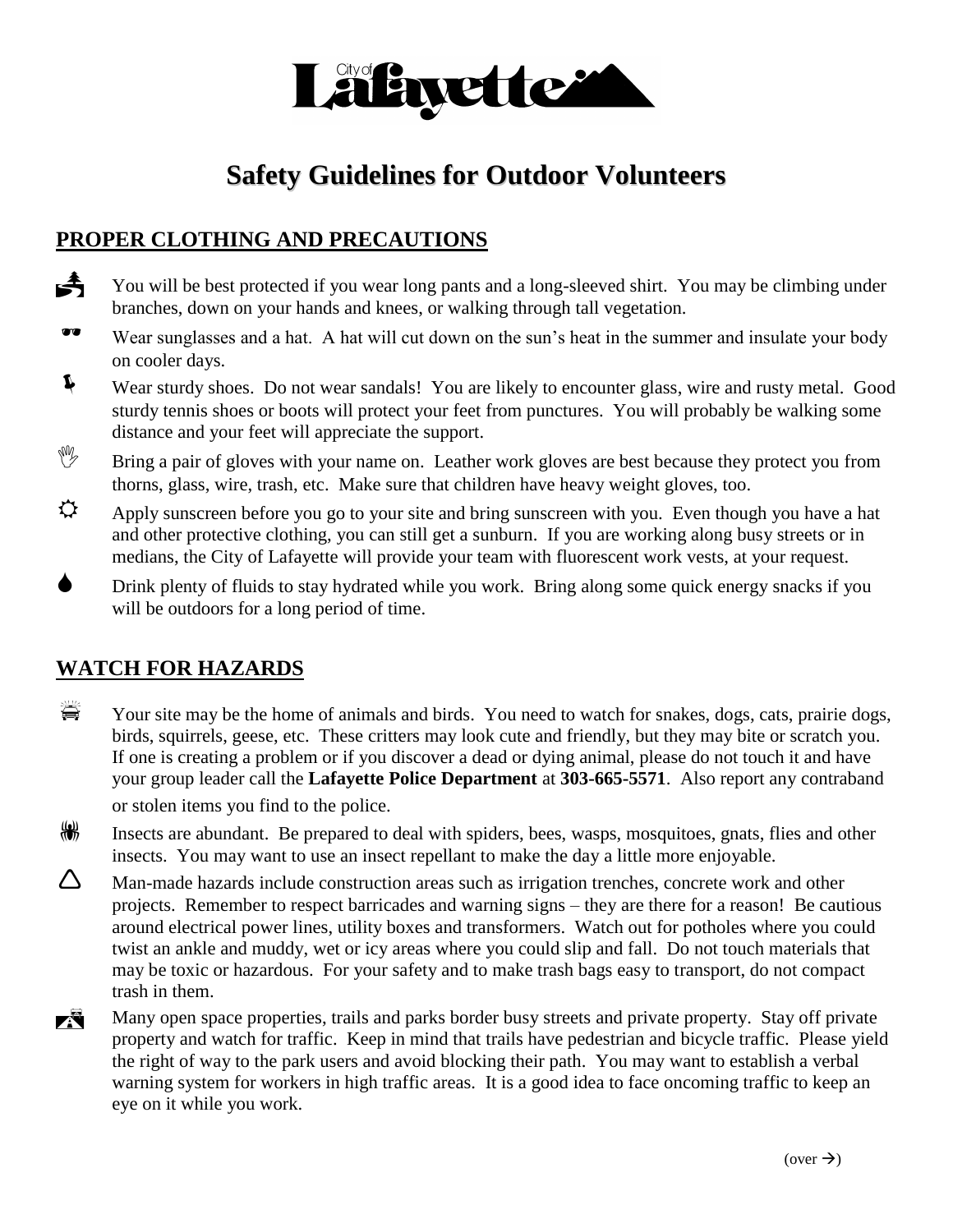City of Lafayette

# Safety Guidelines for Outdoor Volunteers

## PROPER CLOTHING AND PRECAUTIONS

- You will be best protected if you wear long pants and a long-sleeved shirt. You may be climbing under branches, down on your hands and knees, or walking through tall vegetation.
- Wear sunglasses and a hat. A hat will cut down on the sun's heat in the summer and insulate your body on cooler days.
- Wear sturdy shoes. Do not wear sandals! You are likely to encounter glass, wire and rusty metal. Good sturdy tennis shoes or boots will protect your feet from punctures. You will probably be walking some distance and your feet will appreciate the support.
- Bring a pair of gloves with your name on. Leather work gloves are best because they protect you from thorns, glass, wire, trash, etc. Make sure that children have heavy weight gloves, too.
- Apply sunscreen before you go to your site and bring sunscreen with you. Even though you have a hat and other protective clothing, you can still get a sunburn. If you are working along busy streets or in medians, the City of Lafayette will provide your team with fluorescent work vests, at your request.
- Drink plenty of fluids to stay hydrated while you work. Bring along some quick energy snacks if you will be outdoors for a long period of time.

## WATCH FOR HAZARDS

- Your site may be the home of animals and birds. You need to watch for snakes, dogs, cats, prairie dogs, birds, squirrels, geese, etc. These critters may look cute and friendly, but they may bite or scratch you. If one is creating a problem or if you discover a dead or dying animal, please do not touch it and have your group leader call the **Lafayette Police Department** at **303-665-5571**. Also report any contraband or stolen items you find to the police.
- Insects are abundant. Be prepared to deal with spiders, bees, wasps, mosquitoes, gnats, flies and other insects. You may want to use an insect repellant to make the day a little more enjoyable.
- Man-made hazards include construction areas such as irrigation trenches, concrete work and other projects. Remember to respect barricades and warning signs – they are there for a reason! Be cautious around electrical power lines, utility boxes and transformers. Watch out for potholes where you could twist an ankle and muddy, wet or icy areas where you could slip and fall. Do not touch materials that may be toxic or hazardous. For your safety and to make trash bags easy to transport, do not compact trash in them.
- Many open space properties, trails and parks border busy streets and private property. Stay off private property and watch for traffic. Keep in mind that trails have pedestrian and bicycle traffic. Please yield the right of way to the park users and avoid blocking their path. You may want to establish a verbal warning system for workers in high traffic areas. It is a good idea to face oncoming traffic to keep an eye on it while you work.

(over →)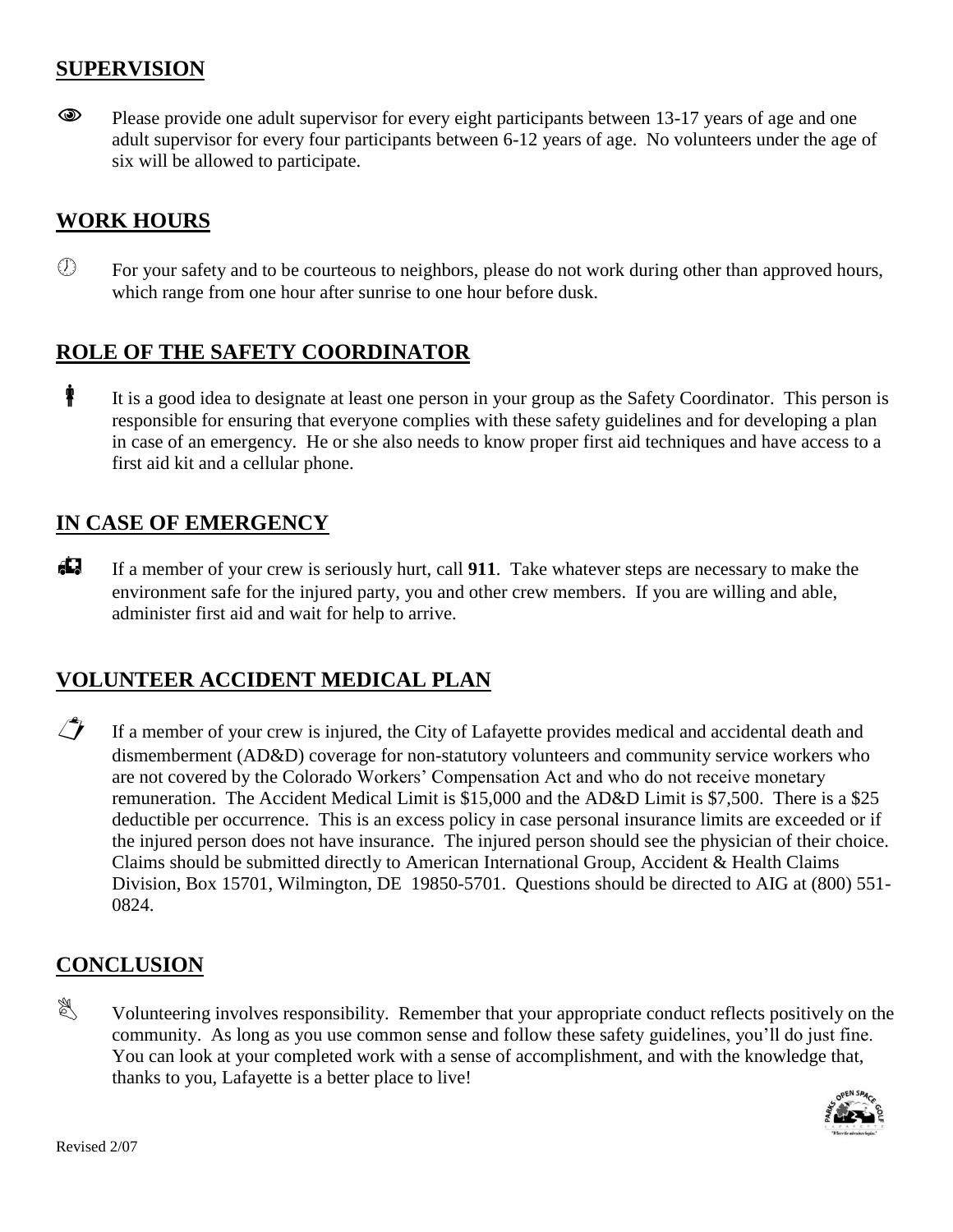## SUPERVISION

Please provide one adult supervisor for every eight participants between 13-17 years of age and one adult supervisor for every four participants between 6-12 years of age. No volunteers under the age of six will be allowed to participate.

## WORK HOURS

For your safety and to be courteous to neighbors, please do not work during other than approved hours, which range from one hour after sunrise to one hour before dusk.

## ROLE OF THE SAFETY COORDINATOR

It is a good idea to designate at least one person in your group as the Safety Coordinator. This person is responsible for ensuring that everyone complies with these safety guidelines and for developing a plan in case of an emergency. He or she also needs to know proper first aid techniques and have access to a first aid kit and a cellular phone.

## IN CASE OF EMERGENCY

If a member of your crew is seriously hurt, call **911**. Take whatever steps are necessary to make the environment safe for the injured party, you and other crew members. If you are willing and able, administer first aid and wait for help to arrive.

## VOLUNTEER ACCIDENT MEDICAL PLAN

If a member of your crew is injured, the City of Lafayette provides medical and accidental death and dismemberment (AD&D) coverage for non-statutory volunteers and community service workers who are not covered by the Colorado Workers' Compensation Act and who do not receive monetary remuneration. The Accident Medical Limit is $15,000 and the AD&D Limit is $7,500. There is a $25 deductible per occurrence. This is an excess policy in case personal insurance limits are exceeded or if the injured person does not have insurance. The injured person should see the physician of their choice. Claims should be submitted directly to American International Group, Accident & Health Claims Division, Box 15701, Wilmington, DE 19850-5701. Questions should be directed to AIG at (800) 551-0824.

## CONCLUSION

Volunteering involves responsibility. Remember that your appropriate conduct reflects positively on the community. As long as you use common sense and follow these safety guidelines, you'll do just fine. You can look at your completed work with a sense of accomplishment, and with the knowledge that, thanks to you, Lafayette is a better place to live!

Revised 2/07